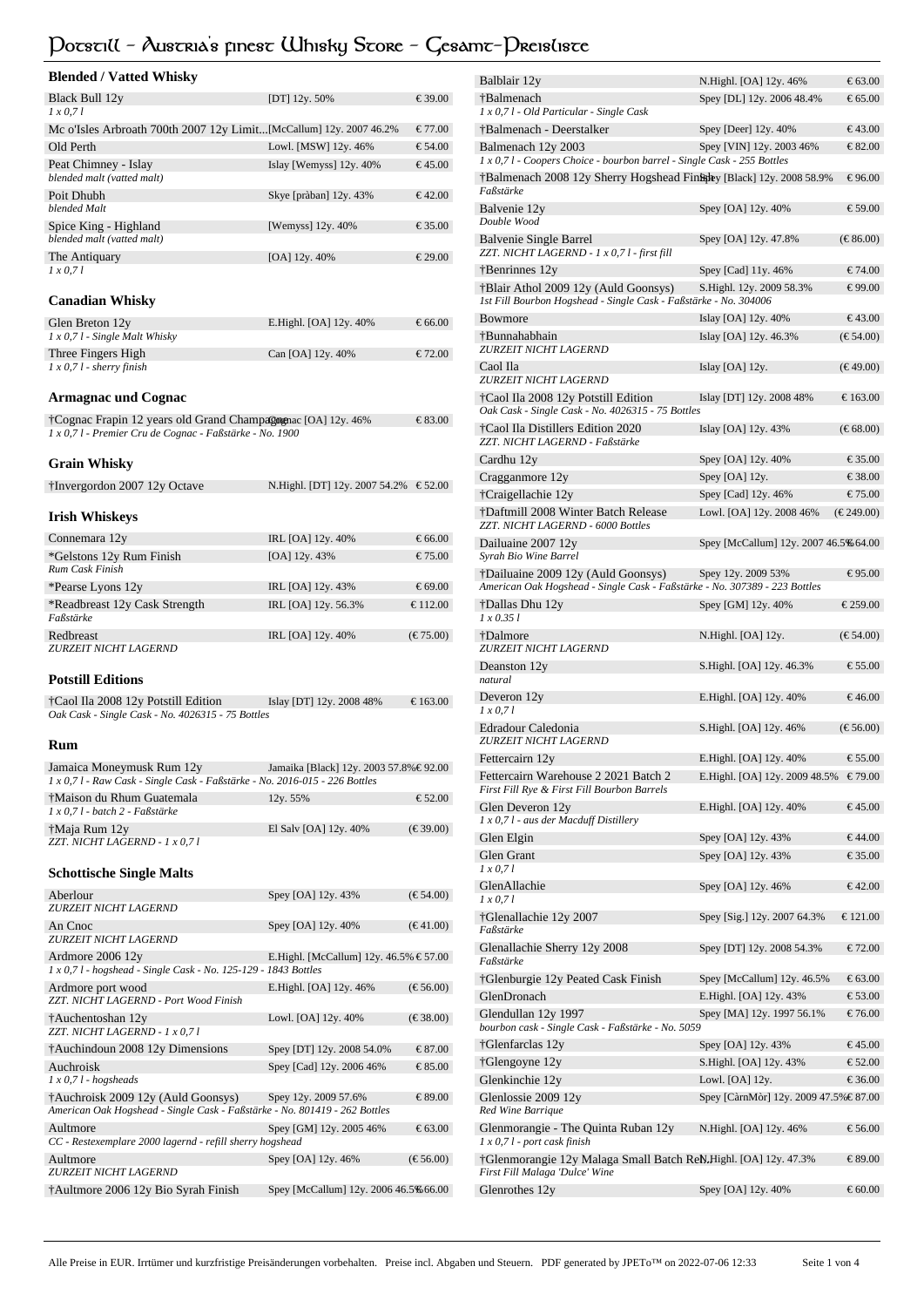# Potstill - Austria's finest Whisky Store - Gesamt-Preisliste

## Blended / Vatted Whisky

| Name | Details | Preis |
|---|---|---|
| Black Bull 12y<br>*1 x 0,7 l* | [DT] 12y. 50% | € 39.00 |
| Mc o'Isles Arbroath 700th 2007 12y Limit... | [McCallum] 12y. 2007 46.2% | € 77.00 |
| Old Perth | Lowl. [MSW] 12y. 46% | € 54.00 |
| Peat Chimney - Islay<br>*blended malt (vatted malt)* | Islay [Wemyss] 12y. 40% | € 45.00 |
| Poit Dhubh<br>*blended Malt* | Skye [pràban] 12y. 43% | € 42.00 |
| Spice King - Highland<br>*blended malt (vatted malt)* | [Wemyss] 12y. 40% | € 35.00 |
| The Antiquary<br>*1 x 0,7 l* | [OA] 12y. 40% | € 29.00 |

## Canadian Whisky

| Name | Details | Preis |
|---|---|---|
| Glen Breton 12y<br>*1 x 0,7 l - Single Malt Whisky* | E.Highl. [OA] 12y. 40% | € 66.00 |
| Three Fingers High<br>*1 x 0,7 l - sherry finish* | Can [OA] 12y. 40% | € 72.00 |

## Armagnac und Cognac

| Name | Details | Preis |
|---|---|---|
| †Cognac Frapin 12 years old Grand Champagne<br>*1 x 0,7 l - Premier Cru de Cognac - Faßstärke - No. 1900* | Cognac [OA] 12y. 46% | € 83.00 |

## Grain Whisky

| Name | Details | Preis |
|---|---|---|
| †Invergordon 2007 12y Octave | N.Highl. [DT] 12y. 2007 54.2% | € 52.00 |

## Irish Whiskeys

| Name | Details | Preis |
|---|---|---|
| Connemara 12y | IRL [OA] 12y. 40% | € 66.00 |
| *Gelstons 12y Rum Finish<br>*Rum Cask Finish* | [OA] 12y. 43% | € 75.00 |
| *Pearse Lyons 12y | IRL [OA] 12y. 43% | € 69.00 |
| *Readbreast 12y Cask Strength<br>*Faßstärke* | IRL [OA] 12y. 56.3% | € 112.00 |
| Redbreast<br>*ZURZEIT NICHT LAGERND* | IRL [OA] 12y. 40% | (€ 75.00) |

## Potstill Editions

| Name | Details | Preis |
|---|---|---|
| †Caol Ila 2008 12y Potstill Edition<br>*Oak Cask - Single Cask - No. 4026315 - 75 Bottles* | Islay [DT] 12y. 2008 48% | € 163.00 |

## Rum

| Name | Details | Preis |
|---|---|---|
| Jamaica Moneymusk Rum 12y<br>*1 x 0,7 l - Raw Cask - Single Cask - Faßstärke - No. 2016-015 - 226 Bottles* | Jamaika [Black] 12y. 2003 57.8% | € 92.00 |
| †Maison du Rhum Guatemala<br>*1 x 0,7 l - batch 2 - Faßstärke* | 12y. 55% | € 52.00 |
| †Maja Rum 12y<br>*ZZT. NICHT LAGERND - 1 x 0,7 l* | El Salv [OA] 12y. 40% | (€ 39.00) |

## Schottische Single Malts

| Name | Details | Preis |
|---|---|---|
| Aberlour<br>*ZURZEIT NICHT LAGERND* | Spey [OA] 12y. 43% | (€ 54.00) |
| An Cnoc<br>*ZURZEIT NICHT LAGERND* | Spey [OA] 12y. 40% | (€ 41.00) |
| Ardmore 2006 12y<br>*1 x 0,7 l - hogshead - Single Cask - No. 125-129 - 1843 Bottles* | E.Highl. [McCallum] 12y. 46.5% | € 57.00 |
| Ardmore port wood<br>*ZZT. NICHT LAGERND - Port Wood Finish* | E.Highl. [OA] 12y. 46% | (€ 56.00) |
| †Auchentoshan 12y<br>*ZZT. NICHT LAGERND - 1 x 0,7 l* | Lowl. [OA] 12y. 40% | (€ 38.00) |
| †Auchindoun 2008 12y Dimensions | Spey [DT] 12y. 2008 54.0% | € 87.00 |
| Auchroisk<br>*1 x 0,7 l - hogsheads* | Spey [Cad] 12y. 2006 46% | € 85.00 |
| †Auchroisk 2009 12y (Auld Goonsys)<br>*American Oak Hogshead - Single Cask - Faßstärke - No. 801419 - 262 Bottles* | Spey 12y. 2009 57.6% | € 89.00 |
| Aultmore<br>*CC - Restexemplare 2000 lagernd - refill sherry hogshead* | Spey [GM] 12y. 2005 46% | € 63.00 |
| Aultmore<br>*ZURZEIT NICHT LAGERND* | Spey [OA] 12y. 46% | (€ 56.00) |
| †Aultmore 2006 12y Bio Syrah Finish | Spey [McCallum] 12y. 2006 46.5% | € 66.00 |
| Balblair 12y | N.Highl. [OA] 12y. 46% | € 63.00 |
| †Balmenach<br>*1 x 0,7 l - Old Particular - Single Cask* | Spey [DL] 12y. 2006 48.4% | € 65.00 |
| †Balmenach - Deerstalker | Spey [Deer] 12y. 40% | € 43.00 |
| Balmenach 12y 2003<br>*1 x 0,7 l - Coopers Choice - bourbon barrel - Single Cask - 255 Bottles* | Spey [VIN] 12y. 2003 46% | € 82.00 |
| †Balmenach 2008 12y Sherry Hogshead Finish<br>*Faßstärke* | Spey [Black] 12y. 2008 58.9% | € 96.00 |
| Balvenie 12y<br>*Double Wood* | Spey [OA] 12y. 40% | € 59.00 |
| Balvenie Single Barrel<br>*ZZT. NICHT LAGERND - 1 x 0,7 l - first fill* | Spey [OA] 12y. 47.8% | (€ 86.00) |
| †Benrinnes 12y | Spey [Cad] 11y. 46% | € 74.00 |
| †Blair Athol 2009 12y (Auld Goonsys)<br>*1st Fill Bourbon Hogshead - Single Cask - Faßstärke - No. 304006* | S.Highl. 12y. 2009 58.3% | € 99.00 |
| Bowmore | Islay [OA] 12y. 40% | € 43.00 |
| †Bunnahabhain<br>*ZURZEIT NICHT LAGERND* | Islay [OA] 12y. 46.3% | (€ 54.00) |
| Caol Ila<br>*ZURZEIT NICHT LAGERND* | Islay [OA] 12y. | (€ 49.00) |
| †Caol Ila 2008 12y Potstill Edition<br>*Oak Cask - Single Cask - No. 4026315 - 75 Bottles* | Islay [DT] 12y. 2008 48% | € 163.00 |
| †Caol Ila Distillers Edition 2020<br>*ZZT. NICHT LAGERND - Faßstärke* | Islay [OA] 12y. 43% | (€ 68.00) |
| Cardhu 12y | Spey [OA] 12y. 40% | € 35.00 |
| Cragganmore 12y | Spey [OA] 12y. | € 38.00 |
| †Craigellachie 12y | Spey [Cad] 12y. 46% | € 75.00 |
| †Daftmill 2008 Winter Batch Release<br>*ZZT. NICHT LAGERND - 6000 Bottles* | Lowl. [OA] 12y. 2008 46% | (€ 249.00) |
| Dailuaine 2007 12y<br>*Syrah Bio Wine Barrel* | Spey [McCallum] 12y. 2007 46.5% | € 64.00 |
| †Dailuaine 2009 12y (Auld Goonsys)<br>*American Oak Hogshead - Single Cask - Faßstärke - No. 307389 - 223 Bottles* | Spey 12y. 2009 53% | € 95.00 |
| †Dallas Dhu 12y<br>*1 x 0.35 l* | Spey [GM] 12y. 40% | € 259.00 |
| †Dalmore<br>*ZURZEIT NICHT LAGERND* | N.Highl. [OA] 12y. | (€ 54.00) |
| Deanston 12y<br>*natural* | S.Highl. [OA] 12y. 46.3% | € 55.00 |
| Deveron 12y<br>*1 x 0,7 l* | E.Highl. [OA] 12y. 40% | € 46.00 |
| Edradour Caledonia<br>*ZURZEIT NICHT LAGERND* | S.Highl. [OA] 12y. 46% | (€ 56.00) |
| Fettercairn 12y | E.Highl. [OA] 12y. 40% | € 55.00 |
| Fettercairn Warehouse 2 2021 Batch 2<br>*First Fill Rye & First Fill Bourbon Barrels* | E.Highl. [OA] 12y. 2009 48.5% | € 79.00 |
| Glen Deveron 12y<br>*1 x 0,7 l - aus der Macduff Distillery* | E.Highl. [OA] 12y. 40% | € 45.00 |
| Glen Elgin | Spey [OA] 12y. 43% | € 44.00 |
| Glen Grant<br>*1 x 0,7 l* | Spey [OA] 12y. 43% | € 35.00 |
| GlenAllachie<br>*1 x 0,7 l* | Spey [OA] 12y. 46% | € 42.00 |
| †Glenallachie 12y 2007<br>*Faßstärke* | Spey [Sig.] 12y. 2007 64.3% | € 121.00 |
| Glenallachie Sherry 12y 2008<br>*Faßstärke* | Spey [DT] 12y. 2008 54.3% | € 72.00 |
| †Glenburgie 12y Peated Cask Finish | Spey [McCallum] 12y. 46.5% | € 63.00 |
| GlenDronach | E.Highl. [OA] 12y. 43% | € 53.00 |
| Glendullan 12y 1997<br>*bourbon cask - Single Cask - Faßstärke - No. 5059* | Spey [MA] 12y. 1997 56.1% | € 76.00 |
| †Glenfarclas 12y | Spey [OA] 12y. 43% | € 45.00 |
| †Glengoyne 12y | S.Highl. [OA] 12y. 43% | € 52.00 |
| Glenkinchie 12y | Lowl. [OA] 12y. | € 36.00 |
| Glenlossie 2009 12y<br>*Red Wine Barrique* | Spey [CàrnMòr] 12y. 2009 47.5% | € 87.00 |
| Glenmorangie - The Quinta Ruban 12y<br>*1 x 0,7 l - port cask finish* | N.Highl. [OA] 12y. 46% | € 56.00 |
| †Glenmorangie 12y Malaga Small Batch Rel.<br>*First Fill Malaga 'Dulce' Wine* | N.Highl. [OA] 12y. 47.3% | € 89.00 |
| Glenrothes 12y | Spey [OA] 12y. 40% | € 60.00 |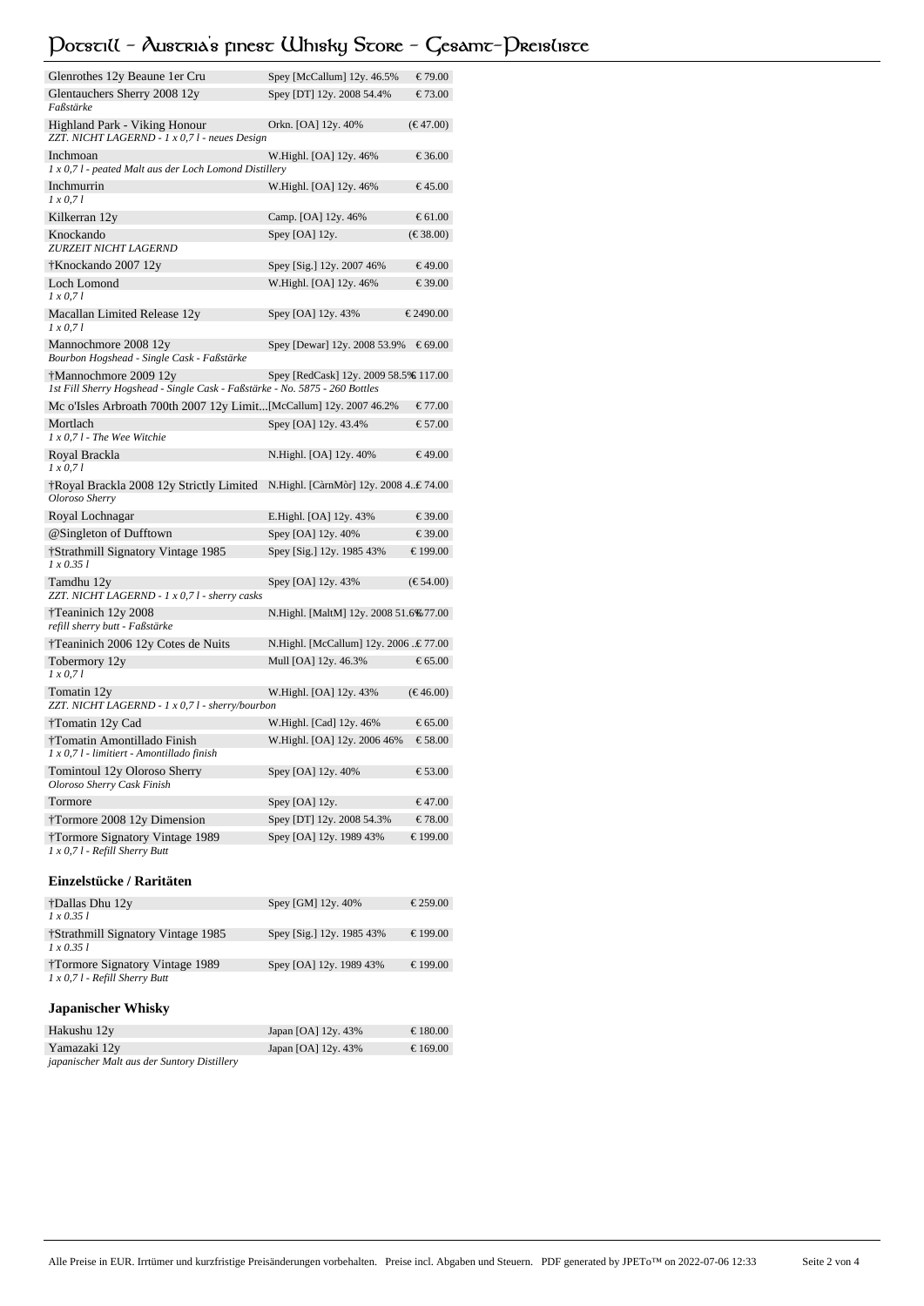| Name | Details | Preis |
|---|---|---|
| Glenrothes 12y Beaune 1er Cru | Spey [McCallum] 12y. 46.5% | € 79.00 |
| Glentauchers Sherry 2008 12y<br>*Faßstärke* | Spey [DT] 12y. 2008 54.4% | € 73.00 |
| Highland Park - Viking Honour<br>*ZZT. NICHT LAGERND - 1 x 0,7 l - neues Design* | Orkn. [OA] 12y. 40% | (€ 47.00) |
| Inchmoan<br>*1 x 0,7 l - peated Malt aus der Loch Lomond Distillery* | W.Highl. [OA] 12y. 46% | € 36.00 |
| Inchmurrin<br>*1 x 0,7 l* | W.Highl. [OA] 12y. 46% | € 45.00 |
| Kilkerran 12y | Camp. [OA] 12y. 46% | € 61.00 |
| Knockando<br>*ZURZEIT NICHT LAGERND* | Spey [OA] 12y. | (€ 38.00) |
| †Knockando 2007 12y | Spey [Sig.] 12y. 2007 46% | € 49.00 |
| Loch Lomond<br>*1 x 0,7 l* | W.Highl. [OA] 12y. 46% | € 39.00 |
| Macallan Limited Release 12y<br>*1 x 0,7 l* | Spey [OA] 12y. 43% | € 2490.00 |
| Mannochmore 2008 12y<br>*Bourbon Hogshead - Single Cask - Faßstärke* | Spey [Dewar] 12y. 2008 53.9% | € 69.00 |
| †Mannochmore 2009 12y<br>*1st Fill Sherry Hogshead - Single Cask - Faßstärke - No. 5875 - 260 Bottles* | Spey [RedCask] 12y. 2009 58.5% | € 117.00 |
| Mc o'Isles Arbroath 700th 2007 12y Limit... | [McCallum] 12y. 2007 46.2% | € 77.00 |
| Mortlach<br>*1 x 0,7 l - The Wee Witchie* | Spey [OA] 12y. 43.4% | € 57.00 |
| Royal Brackla<br>*1 x 0,7 l* | N.Highl. [OA] 12y. 40% | € 49.00 |
| †Royal Brackla 2008 12y Strictly Limited<br>*Oloroso Sherry* | N.Highl. [CàrnMòr] 12y. 2008 4... | € 74.00 |
| Royal Lochnagar | E.Highl. [OA] 12y. 43% | € 39.00 |
| @Singleton of Dufftown | Spey [OA] 12y. 40% | € 39.00 |
| †Strathmill Signatory Vintage 1985<br>*1 x 0.35 l* | Spey [Sig.] 12y. 1985 43% | € 199.00 |
| Tamdhu 12y<br>*ZZT. NICHT LAGERND - 1 x 0,7 l - sherry casks* | Spey [OA] 12y. 43% | (€ 54.00) |
| †Teaninich 12y 2008<br>*refill sherry butt - Faßstärke* | N.Highl. [MaltM] 12y. 2008 51.6% | € 77.00 |
| †Teaninich 2006 12y Cotes de Nuits | N.Highl. [McCallum] 12y. 2006 ... | € 77.00 |
| Tobermory 12y<br>*1 x 0,7 l* | Mull [OA] 12y. 46.3% | € 65.00 |
| Tomatin 12y<br>*ZZT. NICHT LAGERND - 1 x 0,7 l - sherry/bourbon* | W.Highl. [OA] 12y. 43% | (€ 46.00) |
| †Tomatin 12y Cad | W.Highl. [Cad] 12y. 46% | € 65.00 |
| †Tomatin Amontillado Finish<br>*1 x 0,7 l - limitiert - Amontillado finish* | W.Highl. [OA] 12y. 2006 46% | € 58.00 |
| Tomintoul 12y Oloroso Sherry<br>*Oloroso Sherry Cask Finish* | Spey [OA] 12y. 40% | € 53.00 |
| Tormore | Spey [OA] 12y. | € 47.00 |
| †Tormore 2008 12y Dimension | Spey [DT] 12y. 2008 54.3% | € 78.00 |
| †Tormore Signatory Vintage 1989<br>*1 x 0,7 l - Refill Sherry Butt* | Spey [OA] 12y. 1989 43% | € 199.00 |

### Einzelstücke / Raritäten

| Name | Details | Preis |
|---|---|---|
| †Dallas Dhu 12y<br>*1 x 0.35 l* | Spey [GM] 12y. 40% | € 259.00 |
| †Strathmill Signatory Vintage 1985<br>*1 x 0.35 l* | Spey [Sig.] 12y. 1985 43% | € 199.00 |
| †Tormore Signatory Vintage 1989<br>*1 x 0,7 l - Refill Sherry Butt* | Spey [OA] 12y. 1989 43% | € 199.00 |

### Japanischer Whisky

| Name | Details | Preis |
|---|---|---|
| Hakushu 12y | Japan [OA] 12y. 43% | € 180.00 |
| Yamazaki 12y<br>*japanischer Malt aus der Suntory Distillery* | Japan [OA] 12y. 43% | € 169.00 |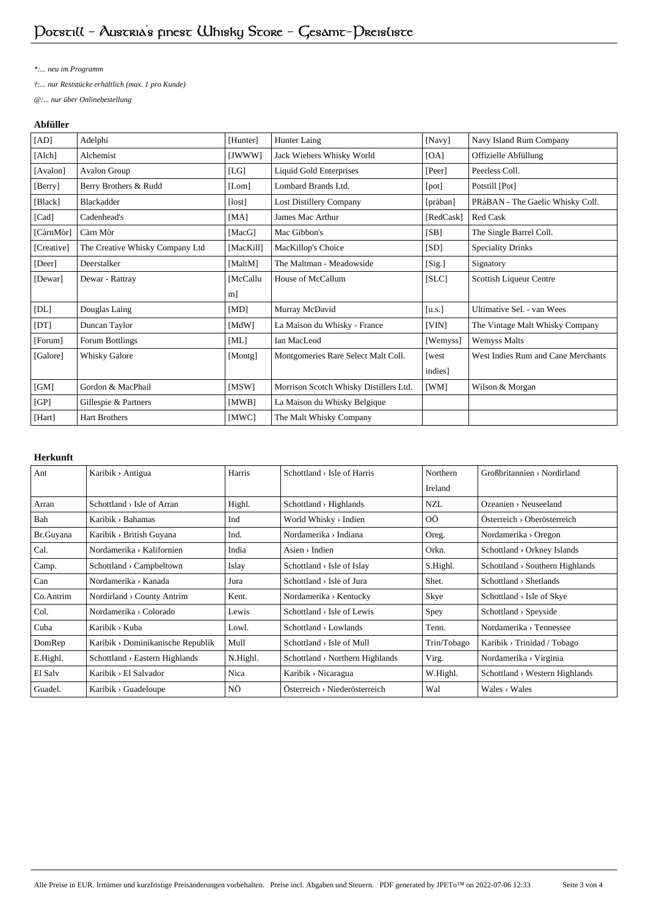*:... neu im Programm

†:... nur Reststücke erhältlich (max. 1 pro Kunde)

@:... nur über Onlinebestellung

**Abfüller**

| | | | | | |
|---|---|---|---|---|---|
| [AD] | Adelphi | [Hunter] | Hunter Laing | [Navy] | Navy Island Rum Company |
| [Alch] | Alchemist | [JWWW] | Jack Wiebers Whisky World | [OA] | Offizielle Abfüllung |
| [Avalon] | Avalon Group | [LG] | Liquid Gold Enterprises | [Peer] | Peerless Coll. |
| [Berry] | Berry Brothers & Rudd | [Lom] | Lombard Brands Ltd. | [pot] | Potstill [Pot] |
| [Black] | Blackadder | [lost] | Lost Distillery Company | [pràban] | PRàBAN - The Gaelic Whisky Coll. |
| [Cad] | Cadenhead's | [MA] | James Mac Arthur | [RedCask] | Red Cask |
| [CàrnMòr] | Càrn Mòr | [MacG] | Mac Gibbon's | [SB] | The Single Barrel Coll. |
| [Creative] | The Creative Whisky Company Ltd | [MacKill] | MacKillop's Choice | [SD] | Speciality Drinks |
| [Deer] | Deerstalker | [MaltM] | The Maltman - Meadowside | [Sig.] | Signatory |
| [Dewar] | Dewar - Rattray | [McCallum] | House of McCallum | [SLC] | Scottish Liqueur Centre |
| [DL] | Douglas Laing | [MD] | Murray McDavid | [u.s.] | Ultimative Sel. - van Wees |
| [DT] | Duncan Taylor | [MdW] | La Maison du Whisky - France | [VIN] | The Vintage Malt Whisky Company |
| [Forum] | Forum Bottlings | [ML] | Ian MacLeod | [Wemyss] | Wemyss Malts |
| [Galore] | Whisky Galore | [Montg] | Montgomeries Rare Select Malt Coll. | [west indies] | West Indies Rum and Cane Merchants |
| [GM] | Gordon & MacPhail | [MSW] | Morrison Scotch Whisky Distillers Ltd. | [WM] | Wilson & Morgan |
| [GP] | Gillespie & Partners | [MWB] | La Maison du Whisky Belgique | | |
| [Hart] | Hart Brothers | [MWC] | The Malt Whisky Company | | |

**Herkunft**

| | | | | | |
|---|---|---|---|---|---|
| Ant | Karibik › Antigua | Harris | Schottland › Isle of Harris | Northern Ireland | Großbritannien › Nordirland |
| Arran | Schottland › Isle of Arran | Highl. | Schottland › Highlands | NZL | Ozeanien › Neuseeland |
| Bah | Karibik › Bahamas | Ind | World Whisky › Indien | OÖ | Österreich › Oberösterreich |
| Br.Guyana | Karibik › British Guyana | Ind. | Nordamerika › Indiana | Oreg. | Nordamerika › Oregon |
| Cal. | Nordamerika › Kalifornien | India | Asien › Indien | Orkn. | Schottland › Orkney Islands |
| Camp. | Schottland › Campbeltown | Islay | Schottland › Isle of Islay | S.Highl. | Schottland › Southern Highlands |
| Can | Nordamerika › Kanada | Jura | Schottland › Isle of Jura | Shet. | Schottland › Shetlands |
| Co.Antrim | Nordirland › County Antrim | Kent. | Nordamerika › Kentucky | Skye | Schottland › Isle of Skye |
| Col. | Nordamerika › Colorado | Lewis | Schottland › Isle of Lewis | Spey | Schottland › Speyside |
| Cuba | Karibik › Kuba | Lowl. | Schottland › Lowlands | Tenn. | Nordamerika › Tennessee |
| DomRep | Karibik › Dominikanische Republik | Mull | Schottland › Isle of Mull | Trin/Tobago | Karibik › Trinidad / Tobago |
| E.Highl. | Schottland › Eastern Highlands | N.Highl. | Schottland › Northern Highlands | Virg. | Nordamerika › Virginia |
| El Salv | Karibik › El Salvador | Nica | Karibik › Nicaragua | W.Highl. | Schottland › Western Highlands |
| Guadel. | Karibik › Guadeloupe | NÖ | Österreich › Niederösterreich | Wal | Wales › Wales |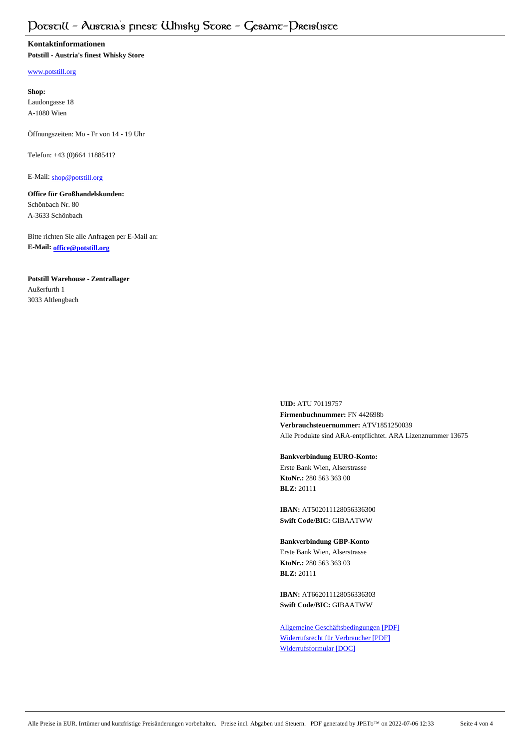**Kontaktinformationen**

**Potstill - Austria's finest Whisky Store**

www.potstill.org

**Shop:**
Laudongasse 18
A-1080 Wien

Öffnungszeiten: Mo - Fr von 14 - 19 Uhr

Telefon: +43 (0)664 1188541?

E-Mail: shop@potstill.org

**Office für Großhandelskunden:**
Schönbach Nr. 80
A-3633 Schönbach

Bitte richten Sie alle Anfragen per E-Mail an:
**E-Mail: office@potstill.org**

**Potstill Warehouse - Zentrallager**
Außerfurth 1
3033 Altlengbach

**UID:** ATU 70119757
**Firmenbuchnummer:** FN 442698b
**Verbrauchsteuernummer:** ATV1851250039
Alle Produkte sind ARA-entpflichtet. ARA Lizenznummer 13675

**Bankverbindung EURO-Konto:**
Erste Bank Wien, Alserstrasse
**KtoNr.:** 280 563 363 00
**BLZ:** 20111

**IBAN:** AT502011128056336300
**Swift Code/BIC:** GIBAATWW

**Bankverbindung GBP-Konto**
Erste Bank Wien, Alserstrasse
**KtoNr.:** 280 563 363 03
**BLZ:** 20111

**IBAN:** AT662011128056336303
**Swift Code/BIC:** GIBAATWW

Allgemeine Geschäftsbedingungen [PDF]
Widerrufsrecht für Verbraucher [PDF]
Widerrufsformular [DOC]

Alle Preise in EUR. Irrtümer und kurzfristige Preisänderungen vorbehalten. Preise incl. Abgaben und Steuern. PDF generated by JPETo™ on 2022-07-06 12:33